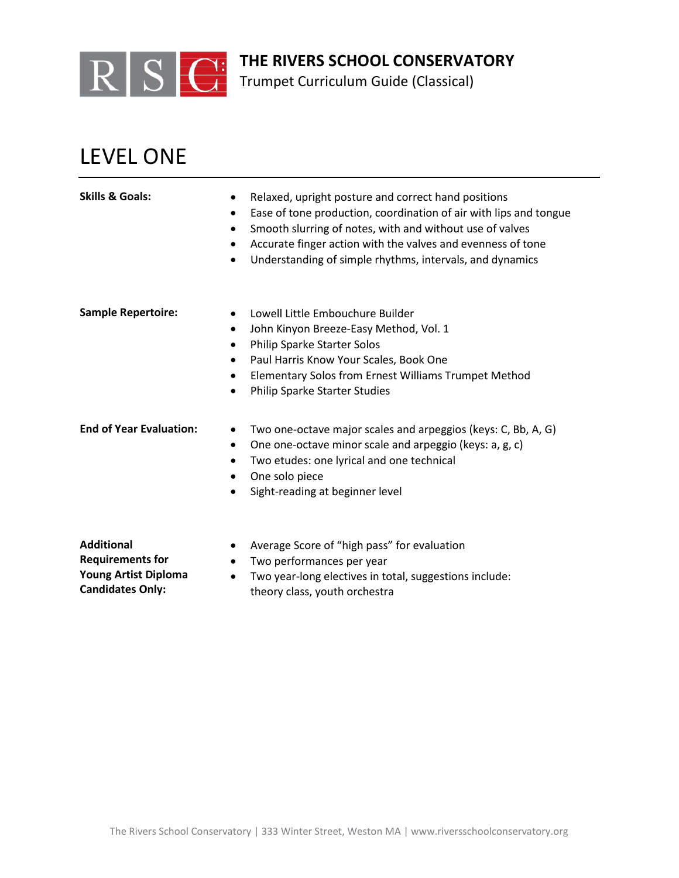# THE RIVERS SCHOOL CONSERVATORY

Trumpet Curriculum Guide (Classical)

## LEVEL ONE

**Skills & Goals:**

- Relaxed, upright posture and correct hand positions
- Ease of tone production, coordination of air with lips and tongue
- Smooth slurring of notes, with and without use of valves
- Accurate finger action with the valves and evenness of tone
- Understanding of simple rhythms, intervals, and dynamics

**Sample Repertoire:**

- Lowell Little Embouchure Builder
- John Kinyon Breeze-Easy Method, Vol. 1
- Philip Sparke Starter Solos
- Paul Harris Know Your Scales, Book One
- Elementary Solos from Ernest Williams Trumpet Method
- Philip Sparke Starter Studies

**End of Year Evaluation:**

- Two one-octave major scales and arpeggios (keys: C, Bb, A, G)
- One one-octave minor scale and arpeggio (keys: a, g, c)
- Two etudes: one lyrical and one technical
- One solo piece
- Sight-reading at beginner level

**Additional Requirements for Young Artist Diploma Candidates Only:**

- Average Score of "high pass" for evaluation
- Two performances per year
- Two year-long electives in total, suggestions include: theory class, youth orchestra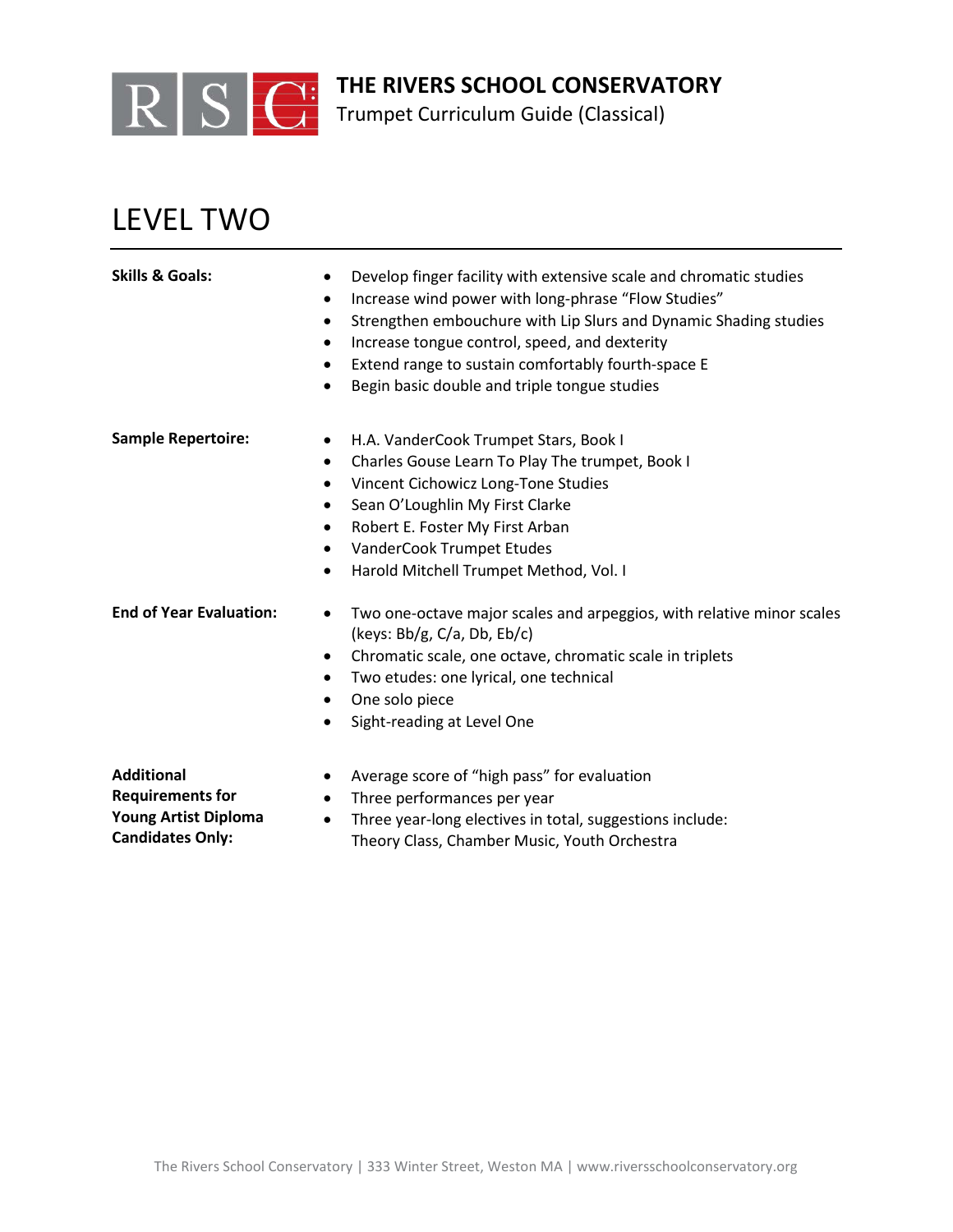# THE RIVERS SCHOOL CONSERVATORY

Trumpet Curriculum Guide (Classical)

## LEVEL TWO

**Skills & Goals:**

- Develop finger facility with extensive scale and chromatic studies
- Increase wind power with long-phrase "Flow Studies"
- Strengthen embouchure with Lip Slurs and Dynamic Shading studies
- Increase tongue control, speed, and dexterity
- Extend range to sustain comfortably fourth-space E
- Begin basic double and triple tongue studies

**Sample Repertoire:**

- H.A. VanderCook Trumpet Stars, Book I
- Charles Gouse Learn To Play The trumpet, Book I
- Vincent Cichowicz Long-Tone Studies
- Sean O'Loughlin My First Clarke
- Robert E. Foster My First Arban
- VanderCook Trumpet Etudes
- Harold Mitchell Trumpet Method, Vol. I

**End of Year Evaluation:**

- Two one-octave major scales and arpeggios, with relative minor scales (keys: Bb/g, C/a, Db, Eb/c)
- Chromatic scale, one octave, chromatic scale in triplets
- Two etudes: one lyrical, one technical
- One solo piece
- Sight-reading at Level One

**Additional Requirements for Young Artist Diploma Candidates Only:**

- Average score of "high pass" for evaluation
- Three performances per year
- Three year-long electives in total, suggestions include: Theory Class, Chamber Music, Youth Orchestra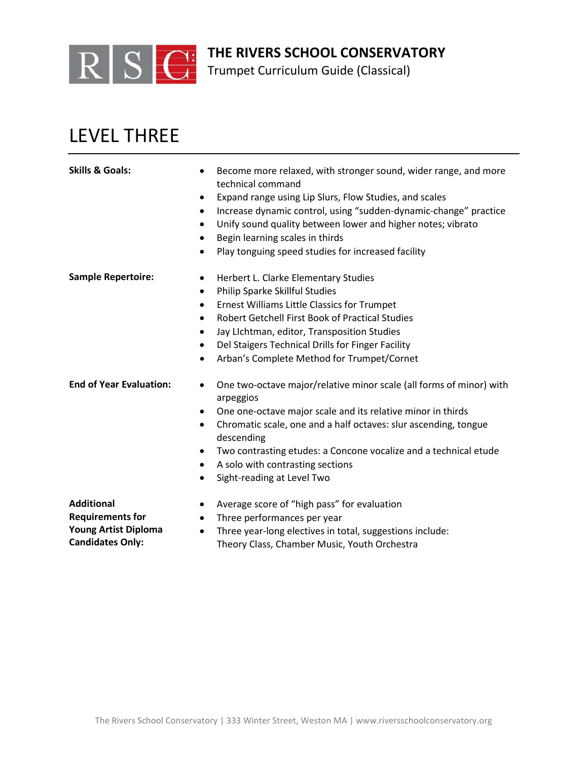# THE RIVERS SCHOOL CONSERVATORY

Trumpet Curriculum Guide (Classical)

## LEVEL THREE

**Skills & Goals:**

- Become more relaxed, with stronger sound, wider range, and more technical command
- Expand range using Lip Slurs, Flow Studies, and scales
- Increase dynamic control, using "sudden-dynamic-change" practice
- Unify sound quality between lower and higher notes; vibrato
- Begin learning scales in thirds
- Play tonguing speed studies for increased facility

**Sample Repertoire:**

- Herbert L. Clarke Elementary Studies
- Philip Sparke Skillful Studies
- Ernest Williams Little Classics for Trumpet
- Robert Getchell First Book of Practical Studies
- Jay LIchtman, editor, Transposition Studies
- Del Staigers Technical Drills for Finger Facility
- Arban's Complete Method for Trumpet/Cornet

**End of Year Evaluation:**

- One two-octave major/relative minor scale (all forms of minor) with arpeggios
- One one-octave major scale and its relative minor in thirds
- Chromatic scale, one and a half octaves: slur ascending, tongue descending
- Two contrasting etudes: a Concone vocalize and a technical etude
- A solo with contrasting sections
- Sight-reading at Level Two

**Additional Requirements for Young Artist Diploma Candidates Only:**

- Average score of "high pass" for evaluation
- Three performances per year
- Three year-long electives in total, suggestions include: Theory Class, Chamber Music, Youth Orchestra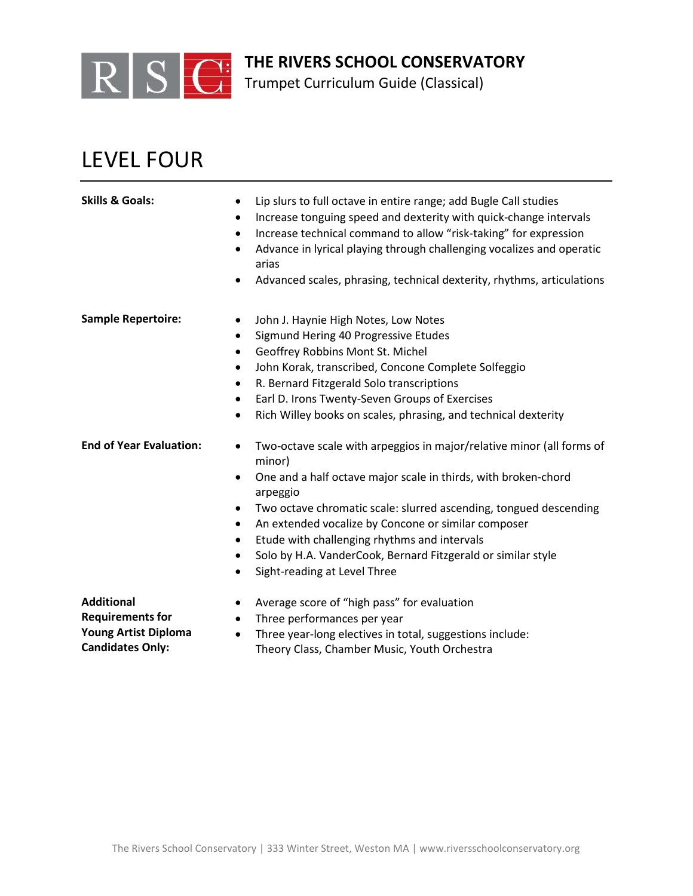**THE RIVERS SCHOOL CONSERVATORY**
Trumpet Curriculum Guide (Classical)

# LEVEL FOUR

**Skills & Goals:**

- Lip slurs to full octave in entire range; add Bugle Call studies
- Increase tonguing speed and dexterity with quick-change intervals
- Increase technical command to allow "risk-taking" for expression
- Advance in lyrical playing through challenging vocalizes and operatic arias
- Advanced scales, phrasing, technical dexterity, rhythms, articulations

**Sample Repertoire:**

- John J. Haynie High Notes, Low Notes
- Sigmund Hering 40 Progressive Etudes
- Geoffrey Robbins Mont St. Michel
- John Korak, transcribed, Concone Complete Solfeggio
- R. Bernard Fitzgerald Solo transcriptions
- Earl D. Irons Twenty-Seven Groups of Exercises
- Rich Willey books on scales, phrasing, and technical dexterity

**End of Year Evaluation:**

- Two-octave scale with arpeggios in major/relative minor (all forms of minor)
- One and a half octave major scale in thirds, with broken-chord arpeggio
- Two octave chromatic scale: slurred ascending, tongued descending
- An extended vocalize by Concone or similar composer
- Etude with challenging rhythms and intervals
- Solo by H.A. VanderCook, Bernard Fitzgerald or similar style
- Sight-reading at Level Three

**Additional Requirements for Young Artist Diploma Candidates Only:**

- Average score of "high pass" for evaluation
- Three performances per year
- Three year-long electives in total, suggestions include: Theory Class, Chamber Music, Youth Orchestra